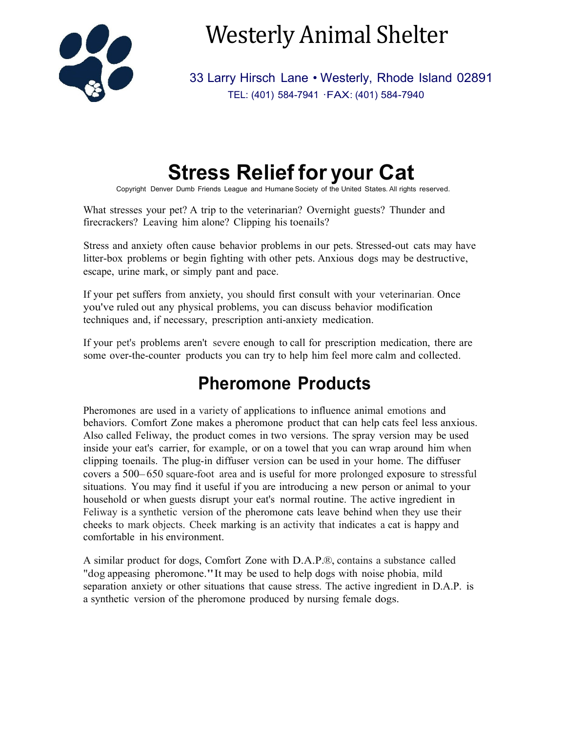# Westerly Animal Shelter

33 Larry Hirsch Lane • Westerly, Rhode Island 02891
TEL: (401) 584-7941 ·FAX: (401) 584-7940

# Stress Relief for your Cat

Copyright Denver Dumb Friends League and Humane Society of the United States. All rights reserved.

What stresses your pet? A trip to the veterinarian? Overnight guests? Thunder and firecrackers? Leaving him alone? Clipping his toenails?

Stress and anxiety often cause behavior problems in our pets. Stressed-out cats may have litter-box problems or begin fighting with other pets. Anxious dogs may be destructive, escape, urine mark, or simply pant and pace.

If your pet suffers from anxiety, you should first consult with your veterinarian. Once you've ruled out any physical problems, you can discuss behavior modification techniques and, if necessary, prescription anti-anxiety medication.

If your pet's problems aren't severe enough to call for prescription medication, there are some over-the-counter products you can try to help him feel more calm and collected.

## Pheromone Products

Pheromones are used in a variety of applications to influence animal emotions and behaviors. Comfort Zone makes a pheromone product that can help cats feel less anxious. Also called Feliway, the product comes in two versions. The spray version may be used inside your eat's carrier, for example, or on a towel that you can wrap around him when clipping toenails. The plug-in diffuser version can be used in your home. The diffuser covers a 500– 650 square-foot area and is useful for more prolonged exposure to stressful situations. You may find it useful if you are introducing a new person or animal to your household or when guests disrupt your eat's normal routine. The active ingredient in Feliway is a synthetic version of the pheromone cats leave behind when they use their cheeks to mark objects. Cheek marking is an activity that indicates a cat is happy and comfortable in his environment.

A similar product for dogs, Comfort Zone with D.A.P.®, contains a substance called "dog appeasing pheromone." It may be used to help dogs with noise phobia, mild separation anxiety or other situations that cause stress. The active ingredient in D.A.P. is a synthetic version of the pheromone produced by nursing female dogs.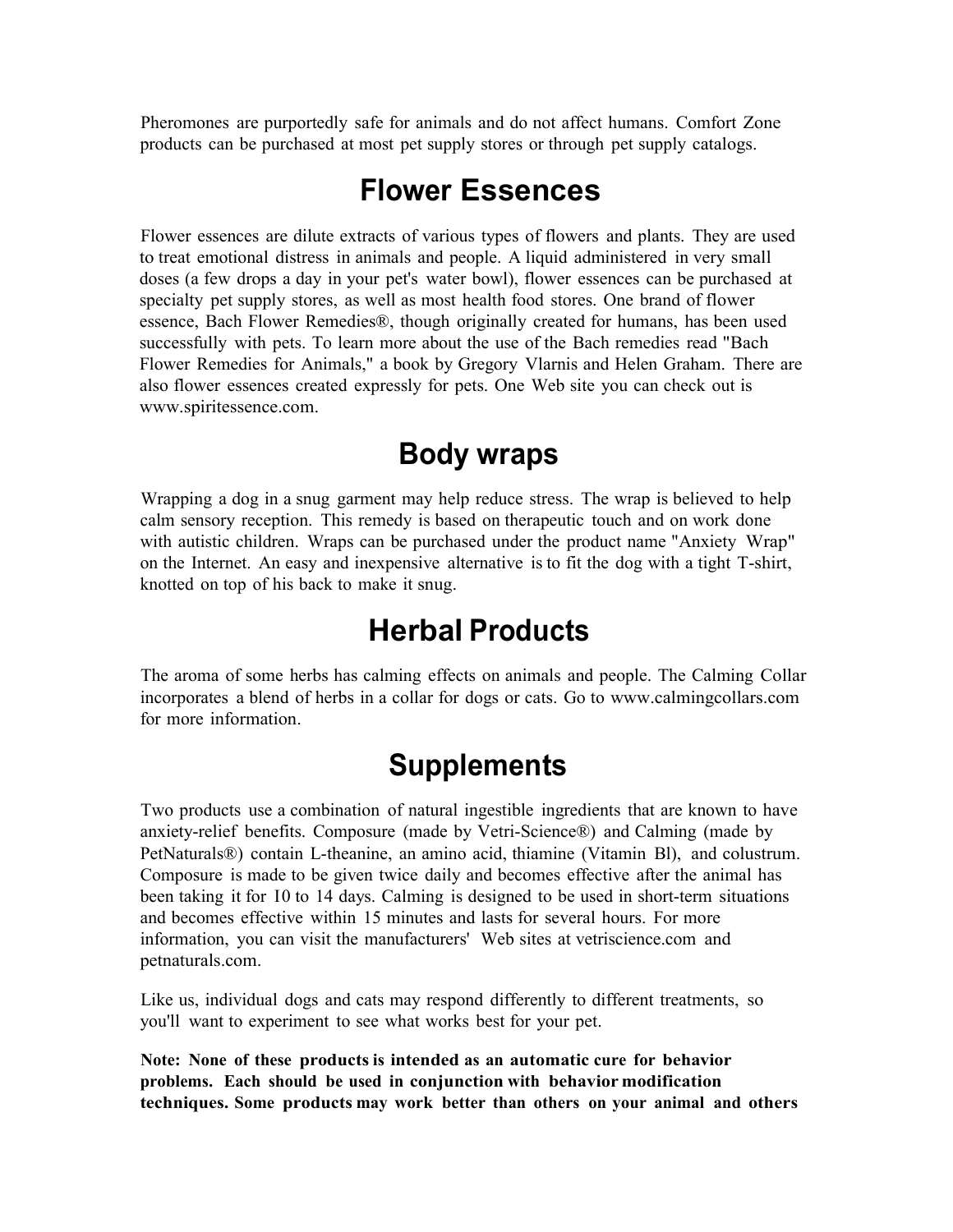Pheromones are purportedly safe for animals and do not affect humans. Comfort Zone products can be purchased at most pet supply stores or through pet supply catalogs.

## Flower Essences

Flower essences are dilute extracts of various types of flowers and plants. They are used to treat emotional distress in animals and people. A liquid administered in very small doses (a few drops a day in your pet's water bowl), flower essences can be purchased at specialty pet supply stores, as well as most health food stores. One brand of flower essence, Bach Flower Remedies®, though originally created for humans, has been used successfully with pets. To learn more about the use of the Bach remedies read "Bach Flower Remedies for Animals," a book by Gregory Vlarnis and Helen Graham. There are also flower essences created expressly for pets. One Web site you can check out is www.spiritessence.com.

## Body wraps

Wrapping a dog in a snug garment may help reduce stress. The wrap is believed to help calm sensory reception. This remedy is based on therapeutic touch and on work done with autistic children. Wraps can be purchased under the product name "Anxiety Wrap" on the Internet. An easy and inexpensive alternative is to fit the dog with a tight T-shirt, knotted on top of his back to make it snug.

## Herbal Products

The aroma of some herbs has calming effects on animals and people. The Calming Collar incorporates a blend of herbs in a collar for dogs or cats. Go to www.calmingcollars.com for more information.

## Supplements

Two products use a combination of natural ingestible ingredients that are known to have anxiety-relief benefits. Composure (made by Vetri-Science®) and Calming (made by PetNaturals®) contain L-theanine, an amino acid, thiamine (Vitamin Bl), and colustrum. Composure is made to be given twice daily and becomes effective after the animal has been taking it for I0 to 14 days. Calming is designed to be used in short-term situations and becomes effective within 15 minutes and lasts for several hours. For more information, you can visit the manufacturers' Web sites at vetriscience.com and petnaturals.com.

Like us, individual dogs and cats may respond differently to different treatments, so you'll want to experiment to see what works best for your pet.

**Note: None of these products is intended as an automatic cure for behavior problems. Each should be used in conjunction with behavior modification techniques. Some products may work better than others on your animal and others**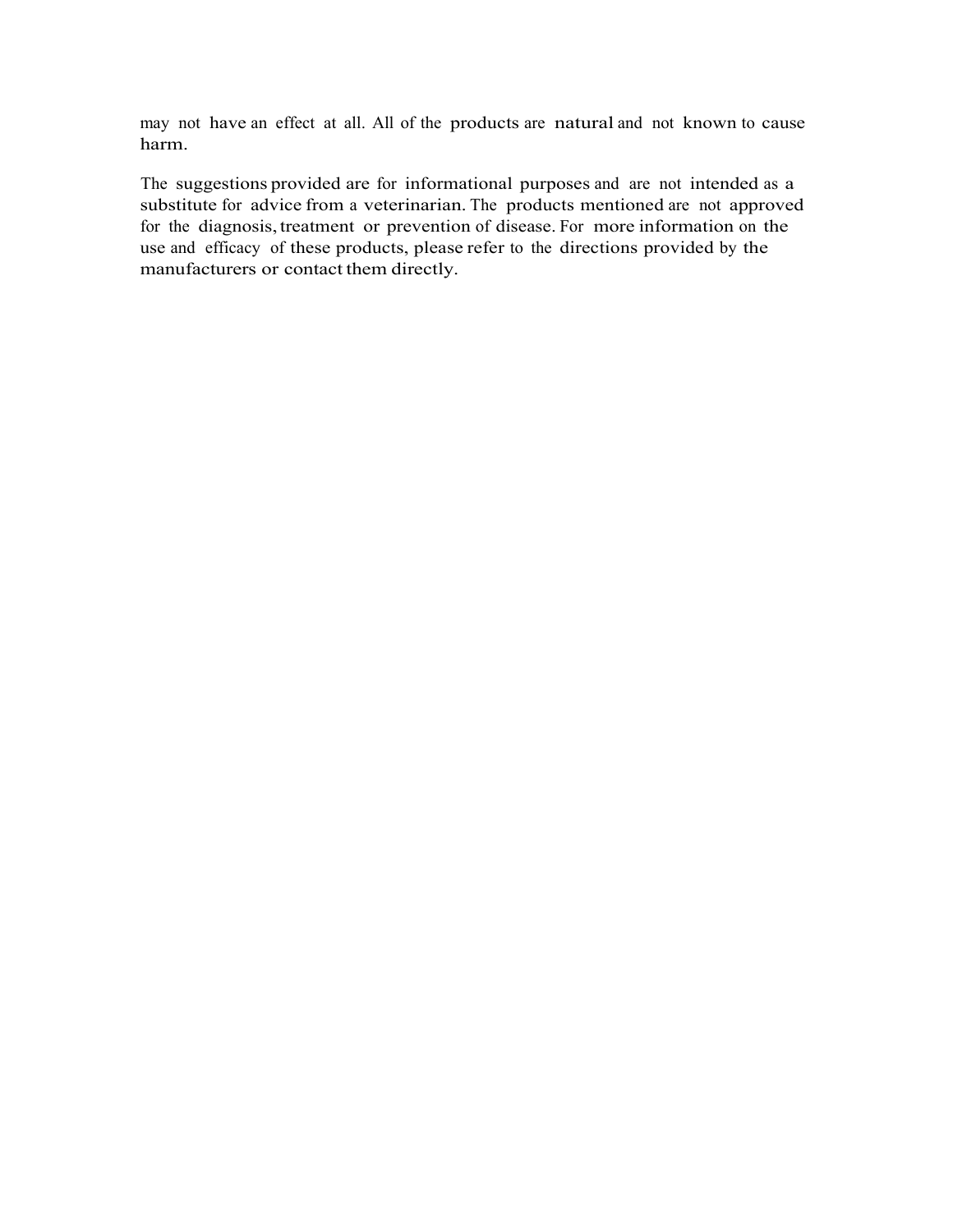may not have an effect at all. All of the products are natural and not known to cause harm.

The suggestions provided are for informational purposes and are not intended as a substitute for advice from a veterinarian. The products mentioned are not approved for the diagnosis, treatment or prevention of disease. For more information on the use and efficacy of these products, please refer to the directions provided by the manufacturers or contact them directly.